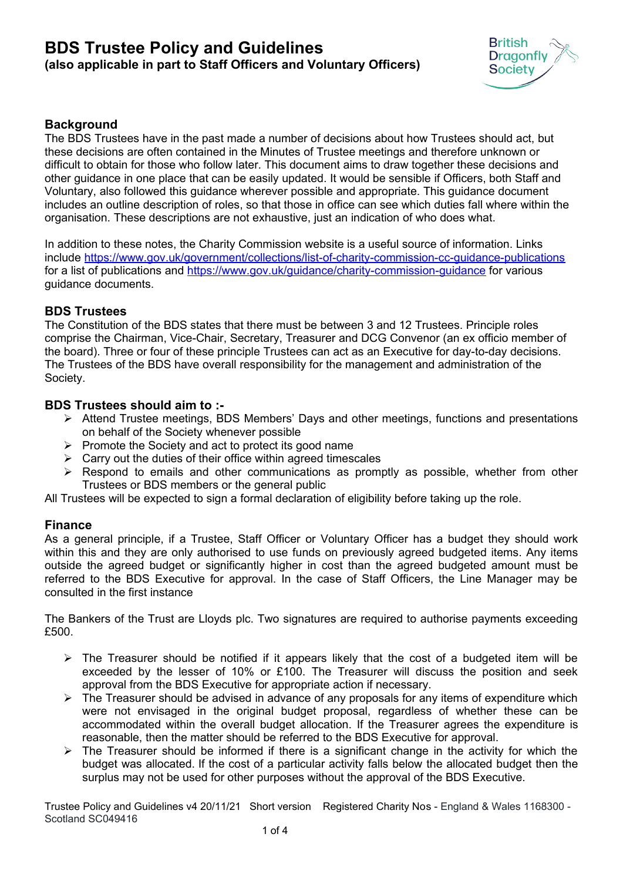# BDS Trustee Policy and Guidelines
**(also applicable in part to Staff Officers and Voluntary Officers)**

## Background

The BDS Trustees have in the past made a number of decisions about how Trustees should act, but these decisions are often contained in the Minutes of Trustee meetings and therefore unknown or difficult to obtain for those who follow later. This document aims to draw together these decisions and other guidance in one place that can be easily updated. It would be sensible if Officers, both Staff and Voluntary, also followed this guidance wherever possible and appropriate. This guidance document includes an outline description of roles, so that those in office can see which duties fall where within the organisation. These descriptions are not exhaustive, just an indication of who does what.

In addition to these notes, the Charity Commission website is a useful source of information. Links include https://www.gov.uk/government/collections/list-of-charity-commission-cc-guidance-publications for a list of publications and https://www.gov.uk/guidance/charity-commission-guidance for various guidance documents.

## BDS Trustees

The Constitution of the BDS states that there must be between 3 and 12 Trustees. Principle roles comprise the Chairman, Vice-Chair, Secretary, Treasurer and DCG Convenor (an ex officio member of the board). Three or four of these principle Trustees can act as an Executive for day-to-day decisions. The Trustees of the BDS have overall responsibility for the management and administration of the Society.

## BDS Trustees should aim to :-

- Attend Trustee meetings, BDS Members' Days and other meetings, functions and presentations on behalf of the Society whenever possible
- Promote the Society and act to protect its good name
- Carry out the duties of their office within agreed timescales
- Respond to emails and other communications as promptly as possible, whether from other Trustees or BDS members or the general public

All Trustees will be expected to sign a formal declaration of eligibility before taking up the role.

## Finance

As a general principle, if a Trustee, Staff Officer or Voluntary Officer has a budget they should work within this and they are only authorised to use funds on previously agreed budgeted items. Any items outside the agreed budget or significantly higher in cost than the agreed budgeted amount must be referred to the BDS Executive for approval. In the case of Staff Officers, the Line Manager may be consulted in the first instance

The Bankers of the Trust are Lloyds plc. Two signatures are required to authorise payments exceeding £500.

- The Treasurer should be notified if it appears likely that the cost of a budgeted item will be exceeded by the lesser of 10% or £100. The Treasurer will discuss the position and seek approval from the BDS Executive for appropriate action if necessary.
- The Treasurer should be advised in advance of any proposals for any items of expenditure which were not envisaged in the original budget proposal, regardless of whether these can be accommodated within the overall budget allocation. If the Treasurer agrees the expenditure is reasonable, then the matter should be referred to the BDS Executive for approval.
- The Treasurer should be informed if there is a significant change in the activity for which the budget was allocated. If the cost of a particular activity falls below the allocated budget then the surplus may not be used for other purposes without the approval of the BDS Executive.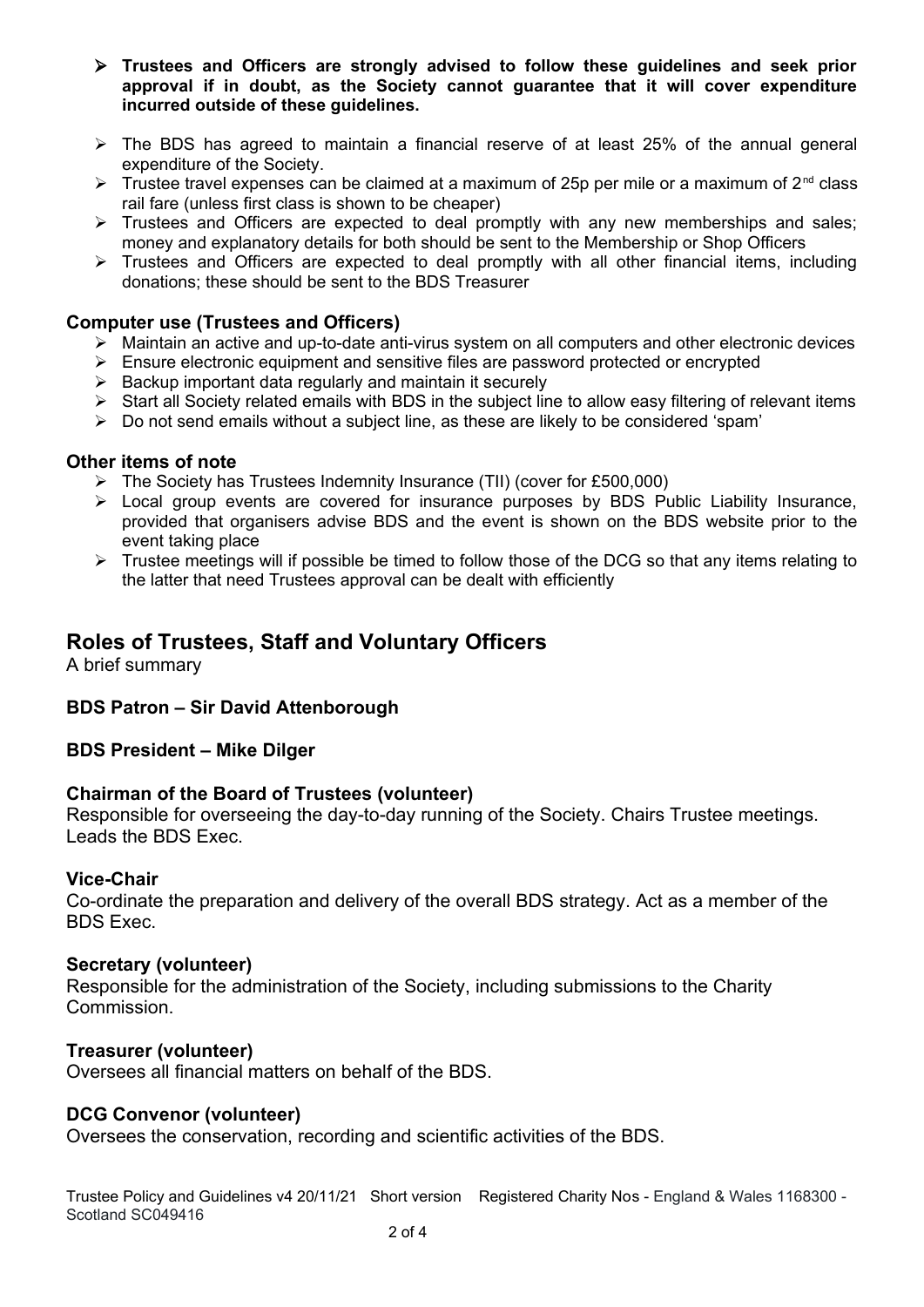- **Trustees and Officers are strongly advised to follow these guidelines and seek prior approval if in doubt, as the Society cannot guarantee that it will cover expenditure incurred outside of these guidelines.**

- The BDS has agreed to maintain a financial reserve of at least 25% of the annual general expenditure of the Society.
- Trustee travel expenses can be claimed at a maximum of 25p per mile or a maximum of 2nd class rail fare (unless first class is shown to be cheaper)
- Trustees and Officers are expected to deal promptly with any new memberships and sales; money and explanatory details for both should be sent to the Membership or Shop Officers
- Trustees and Officers are expected to deal promptly with all other financial items, including donations; these should be sent to the BDS Treasurer

### Computer use (Trustees and Officers)

- Maintain an active and up-to-date anti-virus system on all computers and other electronic devices
- Ensure electronic equipment and sensitive files are password protected or encrypted
- Backup important data regularly and maintain it securely
- Start all Society related emails with BDS in the subject line to allow easy filtering of relevant items
- Do not send emails without a subject line, as these are likely to be considered 'spam'

### Other items of note

- The Society has Trustees Indemnity Insurance (TII) (cover for £500,000)
- Local group events are covered for insurance purposes by BDS Public Liability Insurance, provided that organisers advise BDS and the event is shown on the BDS website prior to the event taking place
- Trustee meetings will if possible be timed to follow those of the DCG so that any items relating to the latter that need Trustees approval can be dealt with efficiently

## Roles of Trustees, Staff and Voluntary Officers

A brief summary

### BDS Patron – Sir David Attenborough

### BDS President – Mike Dilger

### Chairman of the Board of Trustees (volunteer)

Responsible for overseeing the day-to-day running of the Society. Chairs Trustee meetings. Leads the BDS Exec.

### Vice-Chair

Co-ordinate the preparation and delivery of the overall BDS strategy. Act as a member of the BDS Exec.

### Secretary (volunteer)

Responsible for the administration of the Society, including submissions to the Charity Commission.

### Treasurer (volunteer)

Oversees all financial matters on behalf of the BDS.

### DCG Convenor (volunteer)

Oversees the conservation, recording and scientific activities of the BDS.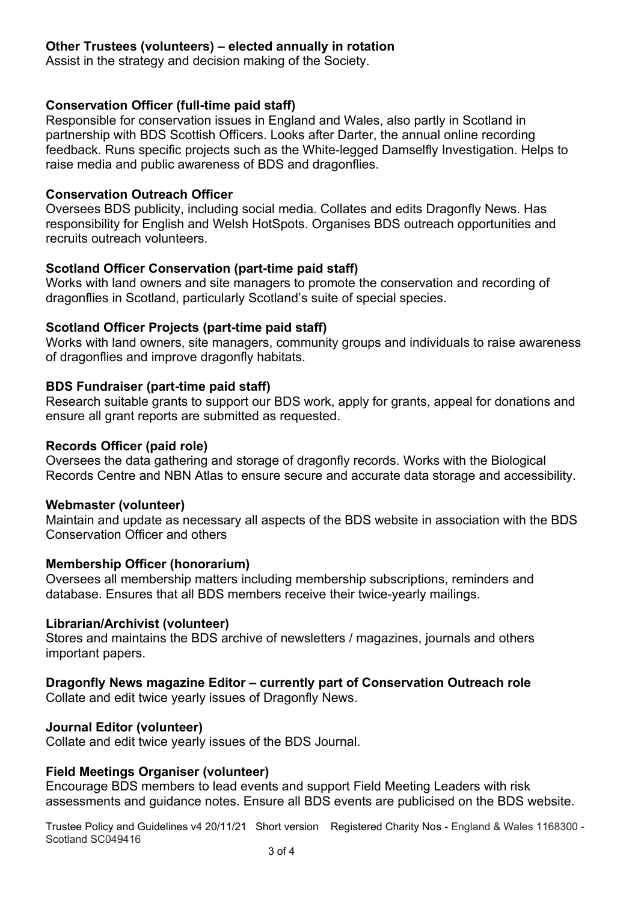**Other Trustees (volunteers) – elected annually in rotation**
Assist in the strategy and decision making of the Society.

**Conservation Officer (full-time paid staff)**
Responsible for conservation issues in England and Wales, also partly in Scotland in partnership with BDS Scottish Officers. Looks after Darter, the annual online recording feedback. Runs specific projects such as the White-legged Damselfly Investigation. Helps to raise media and public awareness of BDS and dragonflies.

**Conservation Outreach Officer**
Oversees BDS publicity, including social media. Collates and edits Dragonfly News. Has responsibility for English and Welsh HotSpots. Organises BDS outreach opportunities and recruits outreach volunteers.

**Scotland Officer Conservation (part-time paid staff)**
Works with land owners and site managers to promote the conservation and recording of dragonflies in Scotland, particularly Scotland's suite of special species.

**Scotland Officer Projects (part-time paid staff)**
Works with land owners, site managers, community groups and individuals to raise awareness of dragonflies and improve dragonfly habitats.

**BDS Fundraiser (part-time paid staff)**
Research suitable grants to support our BDS work, apply for grants, appeal for donations and ensure all grant reports are submitted as requested.

**Records Officer (paid role)**
Oversees the data gathering and storage of dragonfly records. Works with the Biological Records Centre and NBN Atlas to ensure secure and accurate data storage and accessibility.

**Webmaster (volunteer)**
Maintain and update as necessary all aspects of the BDS website in association with the BDS Conservation Officer and others

**Membership Officer (honorarium)**
Oversees all membership matters including membership subscriptions, reminders and database. Ensures that all BDS members receive their twice-yearly mailings.

**Librarian/Archivist (volunteer)**
Stores and maintains the BDS archive of newsletters / magazines, journals and others important papers.

**Dragonfly News magazine Editor – currently part of Conservation Outreach role**
Collate and edit twice yearly issues of Dragonfly News.

**Journal Editor (volunteer)**
Collate and edit twice yearly issues of the BDS Journal.

**Field Meetings Organiser (volunteer)**
Encourage BDS members to lead events and support Field Meeting Leaders with risk assessments and guidance notes. Ensure all BDS events are publicised on the BDS website.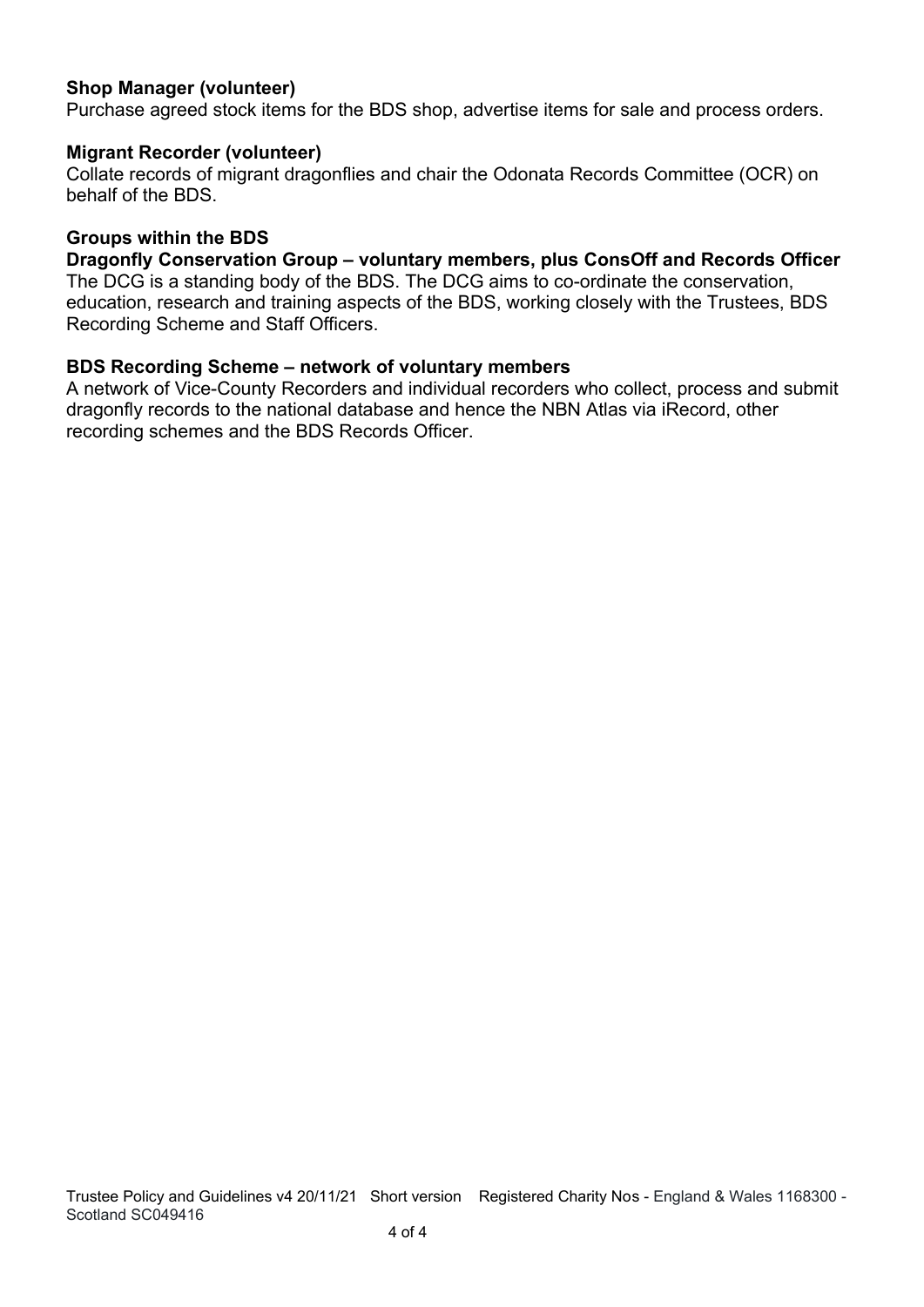**Shop Manager (volunteer)**

Purchase agreed stock items for the BDS shop, advertise items for sale and process orders.

**Migrant Recorder (volunteer)**

Collate records of migrant dragonflies and chair the Odonata Records Committee (OCR) on behalf of the BDS.

**Groups within the BDS**

**Dragonfly Conservation Group – voluntary members, plus ConsOff and Records Officer**

The DCG is a standing body of the BDS. The DCG aims to co-ordinate the conservation, education, research and training aspects of the BDS, working closely with the Trustees, BDS Recording Scheme and Staff Officers.

**BDS Recording Scheme – network of voluntary members**

A network of Vice-County Recorders and individual recorders who collect, process and submit dragonfly records to the national database and hence the NBN Atlas via iRecord, other recording schemes and the BDS Records Officer.